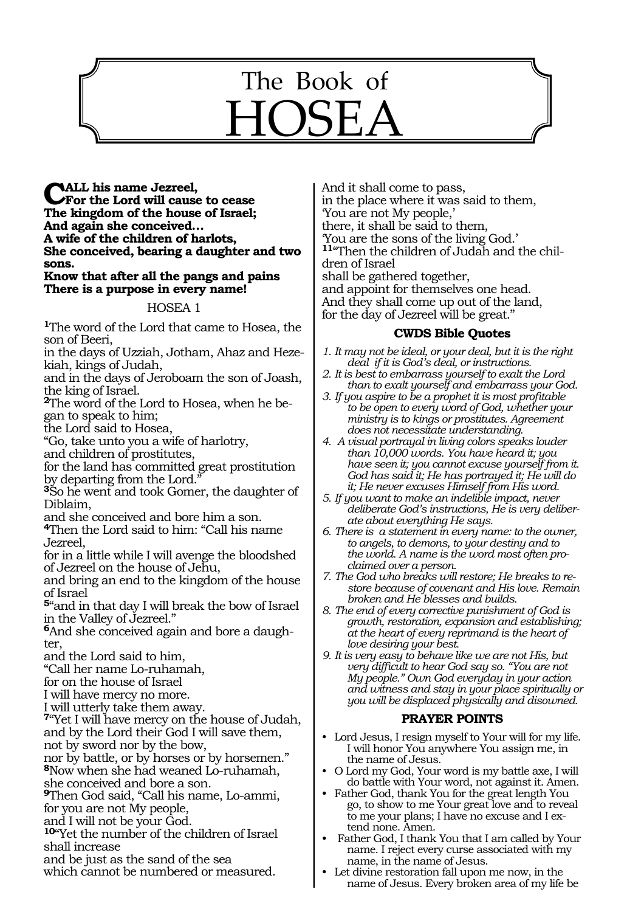# The Book of HOSEA

**CALL his name Jezreel,**
**For the Lord will cause to cease**
**The kingdom of the house of Israel;**
**And again she conceived…**
**A wife of the children of harlots,**
**She conceived, bearing a daughter and two sons.**
**Know that after all the pangs and pains**
**There is a purpose in every name!**

## HOSEA 1

**1**The word of the Lord that came to Hosea, the son of Beeri,
in the days of Uzziah, Jotham, Ahaz and Hezekiah, kings of Judah,
and in the days of Jeroboam the son of Joash, the king of Israel.
**2**The word of the Lord to Hosea, when he began to speak to him;
the Lord said to Hosea,
"Go, take unto you a wife of harlotry,
and children of prostitutes,
for the land has committed great prostitution by departing from the Lord."
**3**So he went and took Gomer, the daughter of Diblaim,
and she conceived and bore him a son.
**4**Then the Lord said to him: "Call his name Jezreel,
for in a little while I will avenge the bloodshed of Jezreel on the house of Jehu,
and bring an end to the kingdom of the house of Israel
**5**"and in that day I will break the bow of Israel in the Valley of Jezreel."
**6**And she conceived again and bore a daughter,
and the Lord said to him,
"Call her name Lo-ruhamah,
for on the house of Israel
I will have mercy no more.
I will utterly take them away.
**7**"Yet I will have mercy on the house of Judah,
and by the Lord their God I will save them,
not by sword nor by the bow,
nor by battle, or by horses or by horsemen."
**8**Now when she had weaned Lo-ruhamah,
she conceived and bore a son.
**9**Then God said, "Call his name, Lo-ammi,
for you are not My people,
and I will not be your God.
**10**"Yet the number of the children of Israel shall increase
and be just as the sand of the sea
which cannot be numbered or measured.
And it shall come to pass,
in the place where it was said to them,
'You are not My people,'
there, it shall be said to them,
'You are the sons of the living God.'
**11**"Then the children of Judah and the children of Israel
shall be gathered together,
and appoint for themselves one head.
And they shall come up out of the land,
for the day of Jezreel will be great."

### CWDS Bible Quotes

1. *It may not be ideal, or your deal, but it is the right deal if it is God's deal, or instructions.*
2. *It is best to embarrass yourself to exalt the Lord than to exalt yourself and embarrass your God.*
3. *If you aspire to be a prophet it is most profitable to be open to every word of God, whether your ministry is to kings or prostitutes. Agreement does not necessitate understanding.*
4. *A visual portrayal in living colors speaks louder than 10,000 words. You have heard it; you have seen it; you cannot excuse yourself from it. God has said it; He has portrayed it; He will do it; He never excuses Himself from His word.*
5. *If you want to make an indelible impact, never deliberate God's instructions, He is very deliberate about everything He says.*
6. *There is a statement in every name: to the owner, to angels, to demons, to your destiny and to the world. A name is the word most often proclaimed over a person.*
7. *The God who breaks will restore; He breaks to restore because of covenant and His love. Remain broken and He blesses and builds.*
8. *The end of every corrective punishment of God is growth, restoration, expansion and establishing; at the heart of every reprimand is the heart of love desiring your best.*
9. *It is very easy to behave like we are not His, but very difficult to hear God say so. "You are not My people." Own God everyday in your action and witness and stay in your place spiritually or you will be displaced physically and disowned.*

### PRAYER POINTS

- Lord Jesus, I resign myself to Your will for my life. I will honor You anywhere You assign me, in the name of Jesus.
- O Lord my God, Your word is my battle axe, I will do battle with Your word, not against it. Amen.
- Father God, thank You for the great length You go, to show to me Your great love and to reveal to me your plans; I have no excuse and I extend none. Amen.
- Father God, I thank You that I am called by Your name. I reject every curse associated with my name, in the name of Jesus.
- Let divine restoration fall upon me now, in the name of Jesus. Every broken area of my life be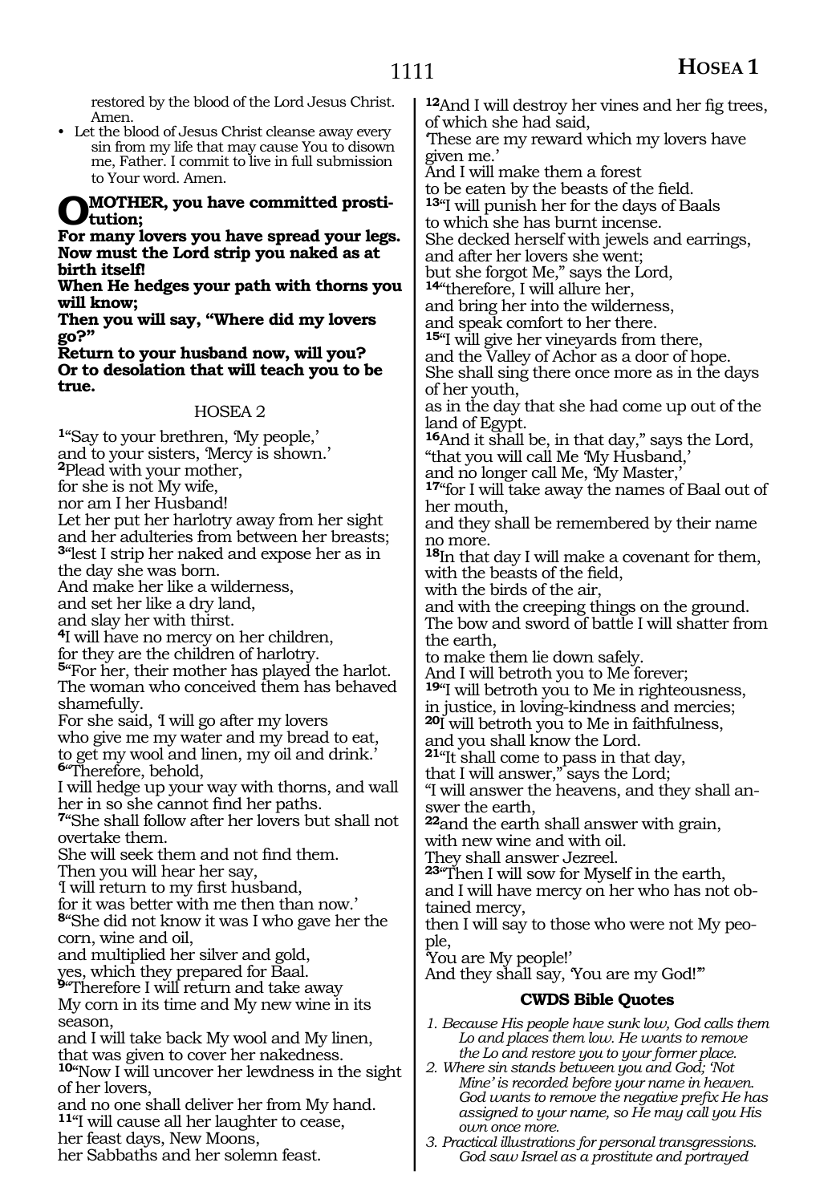restored by the blood of the Lord Jesus Christ. Amen.

- Let the blood of Jesus Christ cleanse away every sin from my life that may cause You to disown me, Father. I commit to live in full submission to Your word. Amen.

**O MOTHER, you have committed prostitution;**
**For many lovers you have spread your legs.**
**Now must the Lord strip you naked as at birth itself!**
**When He hedges your path with thorns you will know;**
**Then you will say, "Where did my lovers go?"**
**Return to your husband now, will you?**
**Or to desolation that will teach you to be true.**

## HOSEA 2

[1]"Say to your brethren, 'My people,'
and to your sisters, 'Mercy is shown.'
[2]Plead with your mother,
for she is not My wife,
nor am I her Husband!
Let her put her harlotry away from her sight
and her adulteries from between her breasts;
[3]"lest I strip her naked and expose her as in the day she was born.
And make her like a wilderness,
and set her like a dry land,
and slay her with thirst.
[4]I will have no mercy on her children,
for they are the children of harlotry.
[5]"For her, their mother has played the harlot.
The woman who conceived them has behaved shamefully.
For she said, 'I will go after my lovers
who give me my water and my bread to eat,
to get my wool and linen, my oil and drink.'
[6]"Therefore, behold,
I will hedge up your way with thorns, and wall her in so she cannot find her paths.
[7]"She shall follow after her lovers but shall not overtake them.
She will seek them and not find them.
Then you will hear her say,
'I will return to my first husband,
for it was better with me then than now.'
[8]"She did not know it was I who gave her the corn, wine and oil,
and multiplied her silver and gold,
yes, which they prepared for Baal.
[9]"Therefore I will return and take away
My corn in its time and My new wine in its season,
and I will take back My wool and My linen,
that was given to cover her nakedness.
[10]"Now I will uncover her lewdness in the sight of her lovers,
and no one shall deliver her from My hand.
[11]"I will cause all her laughter to cease,
her feast days, New Moons,
her Sabbaths and her solemn feast.
[12]And I will destroy her vines and her fig trees,
of which she had said,
'These are my reward which my lovers have given me.'
And I will make them a forest
to be eaten by the beasts of the field.
[13]"I will punish her for the days of Baals
to which she has burnt incense.
She decked herself with jewels and earrings,
and after her lovers she went;
but she forgot Me," says the Lord,
[14]"therefore, I will allure her,
and bring her into the wilderness,
and speak comfort to her there.
[15]"I will give her vineyards from there,
and the Valley of Achor as a door of hope.
She shall sing there once more as in the days of her youth,
as in the day that she had come up out of the land of Egypt.
[16]And it shall be, in that day," says the Lord,
"that you will call Me 'My Husband,'
and no longer call Me, 'My Master,'
[17]"for I will take away the names of Baal out of her mouth,
and they shall be remembered by their name no more.
[18]In that day I will make a covenant for them,
with the beasts of the field,
with the birds of the air,
and with the creeping things on the ground.
The bow and sword of battle I will shatter from the earth,
to make them lie down safely.
And I will betroth you to Me forever;
[19]"I will betroth you to Me in righteousness,
in justice, in loving-kindness and mercies;
[20]I will betroth you to Me in faithfulness,
and you shall know the Lord.
[21]"It shall come to pass in that day,
that I will answer," says the Lord;
"I will answer the heavens, and they shall answer the earth,
[22]and the earth shall answer with grain,
with new wine and with oil.
They shall answer Jezreel.
[23]"Then I will sow for Myself in the earth,
and I will have mercy on her who has not obtained mercy,
then I will say to those who were not My people,
'You are My people!'
And they shall say, 'You are my God!'"

### CWDS Bible Quotes

1. *Because His people have sunk low, God calls them Lo and places them low. He wants to remove the Lo and restore you to your former place.*
2. *Where sin stands between you and God; 'Not Mine' is recorded before your name in heaven. God wants to remove the negative prefix He has assigned to your name, so He may call you His own once more.*
3. *Practical illustrations for personal transgressions. God saw Israel as a prostitute and portrayed*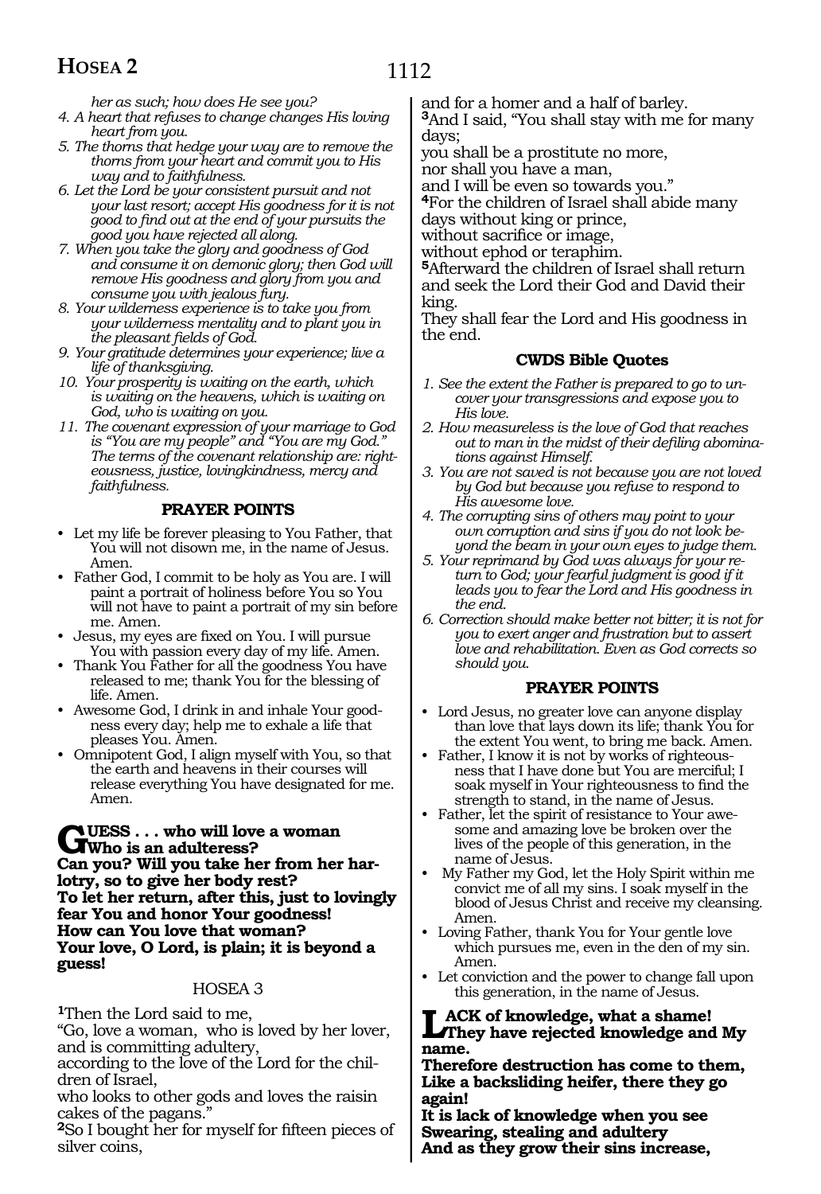*her as such; how does He see you?*

4. *A heart that refuses to change changes His loving heart from you.*
5. *The thorns that hedge your way are to remove the thorns from your heart and commit you to His way and to faithfulness.*
6. *Let the Lord be your consistent pursuit and not your last resort; accept His goodness for it is not good to find out at the end of your pursuits the good you have rejected all along.*
7. *When you take the glory and goodness of God and consume it on demonic glory; then God will remove His goodness and glory from you and consume you with jealous fury.*
8. *Your wilderness experience is to take you from your wilderness mentality and to plant you in the pleasant fields of God.*
9. *Your gratitude determines your experience; live a life of thanksgiving.*
10. *Your prosperity is waiting on the earth, which is waiting on the heavens, which is waiting on God, who is waiting on you.*
11. *The covenant expression of your marriage to God is "You are my people" and "You are my God." The terms of the covenant relationship are: righteousness, justice, lovingkindness, mercy and faithfulness.*

### PRAYER POINTS

- Let my life be forever pleasing to You Father, that You will not disown me, in the name of Jesus. Amen.
- Father God, I commit to be holy as You are. I will paint a portrait of holiness before You so You will not have to paint a portrait of my sin before me. Amen.
- Jesus, my eyes are fixed on You. I will pursue You with passion every day of my life. Amen.
- Thank You Father for all the goodness You have released to me; thank You for the blessing of life. Amen.
- Awesome God, I drink in and inhale Your goodness every day; help me to exhale a life that pleases You. Amen.
- Omnipotent God, I align myself with You, so that the earth and heavens in their courses will release everything You have designated for me. Amen.

**GUESS . . . who will love a woman**
**Who is an adulteress?**
**Can you? Will you take her from her harlotry, so to give her body rest?**
**To let her return, after this, just to lovingly fear You and honor Your goodness!**
**How can You love that woman?**
**Your love, O Lord, is plain; it is beyond a guess!**

## HOSEA 3

[1]Then the Lord said to me,
"Go, love a woman, who is loved by her lover, and is committing adultery,
according to the love of the Lord for the children of Israel,
who looks to other gods and loves the raisin cakes of the pagans."
[2]So I bought her for myself for fifteen pieces of silver coins,
and for a homer and a half of barley.
[3]And I said, "You shall stay with me for many days;
you shall be a prostitute no more,
nor shall you have a man,
and I will be even so towards you."
[4]For the children of Israel shall abide many days without king or prince,
without sacrifice or image,
without ephod or teraphim.
[5]Afterward the children of Israel shall return and seek the Lord their God and David their king.
They shall fear the Lord and His goodness in the end.

### CWDS Bible Quotes

1. *See the extent the Father is prepared to go to uncover your transgressions and expose you to His love.*
2. *How measureless is the love of God that reaches out to man in the midst of their defiling abominations against Himself.*
3. *You are not saved is not because you are not loved by God but because you refuse to respond to His awesome love.*
4. *The corrupting sins of others may point to your own corruption and sins if you do not look beyond the beam in your own eyes to judge them.*
5. *Your reprimand by God was always for your return to God; your fearful judgment is good if it leads you to fear the Lord and His goodness in the end.*
6. *Correction should make better not bitter; it is not for you to exert anger and frustration but to assert love and rehabilitation. Even as God corrects so should you.*

### PRAYER POINTS

- Lord Jesus, no greater love can anyone display than love that lays down its life; thank You for the extent You went, to bring me back. Amen.
- Father, I know it is not by works of righteousness that I have done but You are merciful; I soak myself in Your righteousness to find the strength to stand, in the name of Jesus.
- Father, let the spirit of resistance to Your awesome and amazing love be broken over the lives of the people of this generation, in the name of Jesus.
- My Father my God, let the Holy Spirit within me convict me of all my sins. I soak myself in the blood of Jesus Christ and receive my cleansing. Amen.
- Loving Father, thank You for Your gentle love which pursues me, even in the den of my sin. Amen.
- Let conviction and the power to change fall upon this generation, in the name of Jesus.

**LACK of knowledge, what a shame!**
**They have rejected knowledge and My name.**
**Therefore destruction has come to them,**
**Like a backsliding heifer, there they go again!**
**It is lack of knowledge when you see**
**Swearing, stealing and adultery**
**And as they grow their sins increase,**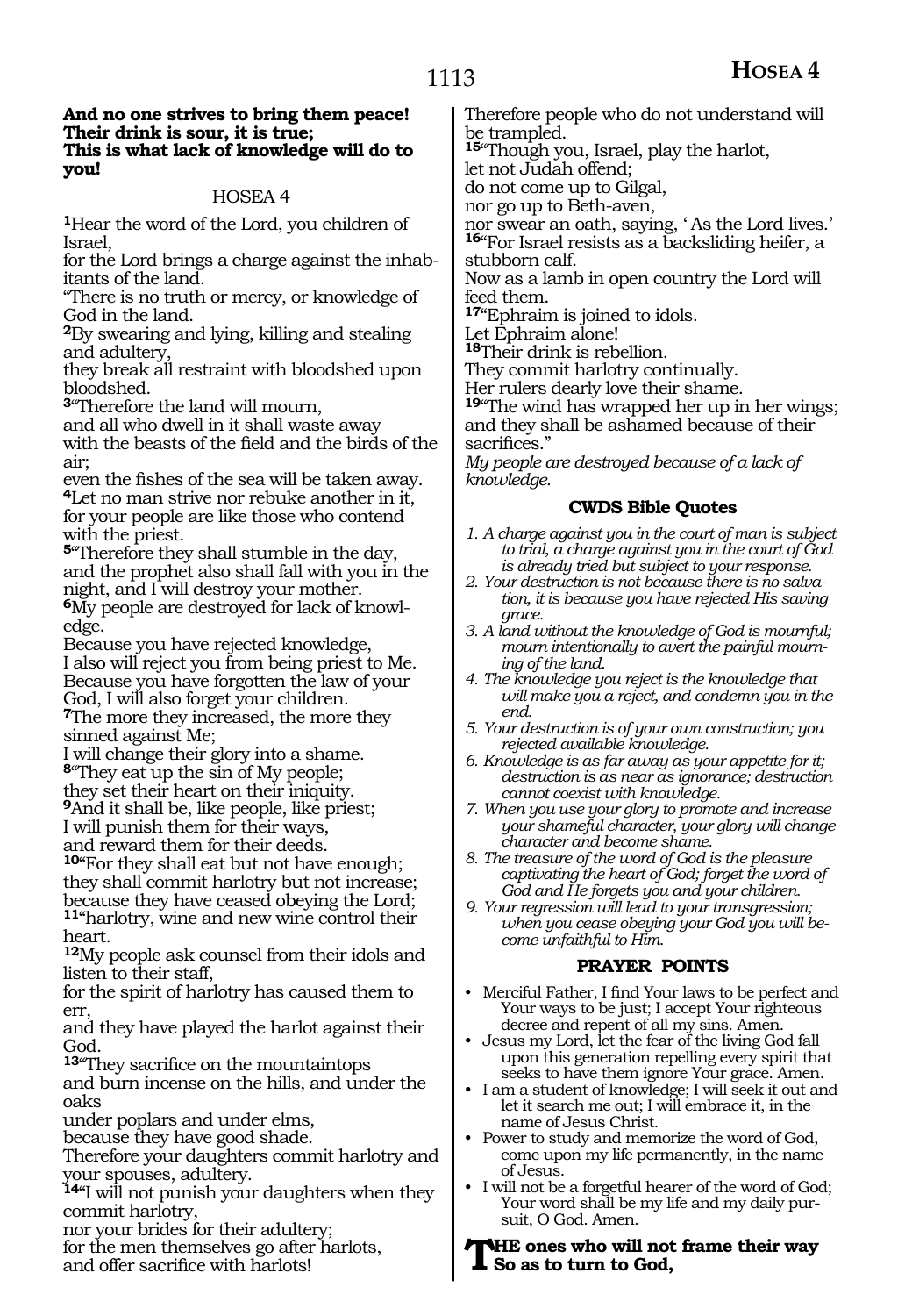**And no one strives to bring them peace!**
**Their drink is sour, it is true;**
**This is what lack of knowledge will do to you!**

HOSEA 4

1Hear the word of the Lord, you children of Israel,
for the Lord brings a charge against the inhabitants of the land.
"There is no truth or mercy, or knowledge of God in the land.
2By swearing and lying, killing and stealing and adultery,
they break all restraint with bloodshed upon bloodshed.
3"Therefore the land will mourn,
and all who dwell in it shall waste away
with the beasts of the field and the birds of the air;
even the fishes of the sea will be taken away.
4Let no man strive nor rebuke another in it,
for your people are like those who contend with the priest.
5"Therefore they shall stumble in the day,
and the prophet also shall fall with you in the night, and I will destroy your mother.
6My people are destroyed for lack of knowledge.
Because you have rejected knowledge,
I also will reject you from being priest to Me.
Because you have forgotten the law of your God, I will also forget your children.
7The more they increased, the more they sinned against Me;
I will change their glory into a shame.
8"They eat up the sin of My people;
they set their heart on their iniquity.
9And it shall be, like people, like priest;
I will punish them for their ways,
and reward them for their deeds.
10"For they shall eat but not have enough;
they shall commit harlotry but not increase;
because they have ceased obeying the Lord;
11"harlotry, wine and new wine control their heart.
12My people ask counsel from their idols and listen to their staff,
for the spirit of harlotry has caused them to err,
and they have played the harlot against their God.
13"They sacrifice on the mountaintops
and burn incense on the hills, and under the oaks
under poplars and under elms,
because they have good shade.
Therefore your daughters commit harlotry and your spouses, adultery.
14"I will not punish your daughters when they commit harlotry,
nor your brides for their adultery;
for the men themselves go after harlots,
and offer sacrifice with harlots!
Therefore people who do not understand will be trampled.
15"Though you, Israel, play the harlot,
let not Judah offend;
do not come up to Gilgal,
nor go up to Beth-aven,
nor swear an oath, saying, 'As the Lord lives.'
16"For Israel resists as a backsliding heifer, a stubborn calf.
Now as a lamb in open country the Lord will feed them.
17"Ephraim is joined to idols.
Let Ephraim alone!
18Their drink is rebellion.
They commit harlotry continually.
Her rulers dearly love their shame.
19"The wind has wrapped her up in her wings;
and they shall be ashamed because of their sacrifices."
*My people are destroyed because of a lack of knowledge.*

### CWDS Bible Quotes

1. *A charge against you in the court of man is subject to trial, a charge against you in the court of God is already tried but subject to your response.*
2. *Your destruction is not because there is no salvation, it is because you have rejected His saving grace.*
3. *A land without the knowledge of God is mournful; mourn intentionally to avert the painful mourning of the land.*
4. *The knowledge you reject is the knowledge that will make you a reject, and condemn you in the end.*
5. *Your destruction is of your own construction; you rejected available knowledge.*
6. *Knowledge is as far away as your appetite for it; destruction is as near as ignorance; destruction cannot coexist with knowledge.*
7. *When you use your glory to promote and increase your shameful character, your glory will change character and become shame.*
8. *The treasure of the word of God is the pleasure captivating the heart of God; forget the word of God and He forgets you and your children.*
9. *Your regression will lead to your transgression; when you cease obeying your God you will become unfaithful to Him.*

### PRAYER POINTS

- Merciful Father, I find Your laws to be perfect and Your ways to be just; I accept Your righteous decree and repent of all my sins. Amen.
- Jesus my Lord, let the fear of the living God fall upon this generation repelling every spirit that seeks to have them ignore Your grace. Amen.
- I am a student of knowledge; I will seek it out and let it search me out; I will embrace it, in the name of Jesus Christ.
- Power to study and memorize the word of God, come upon my life permanently, in the name of Jesus.
- I will not be a forgetful hearer of the word of God; Your word shall be my life and my daily pursuit, O God. Amen.

**THE ones who will not frame their way**
**So as to turn to God,**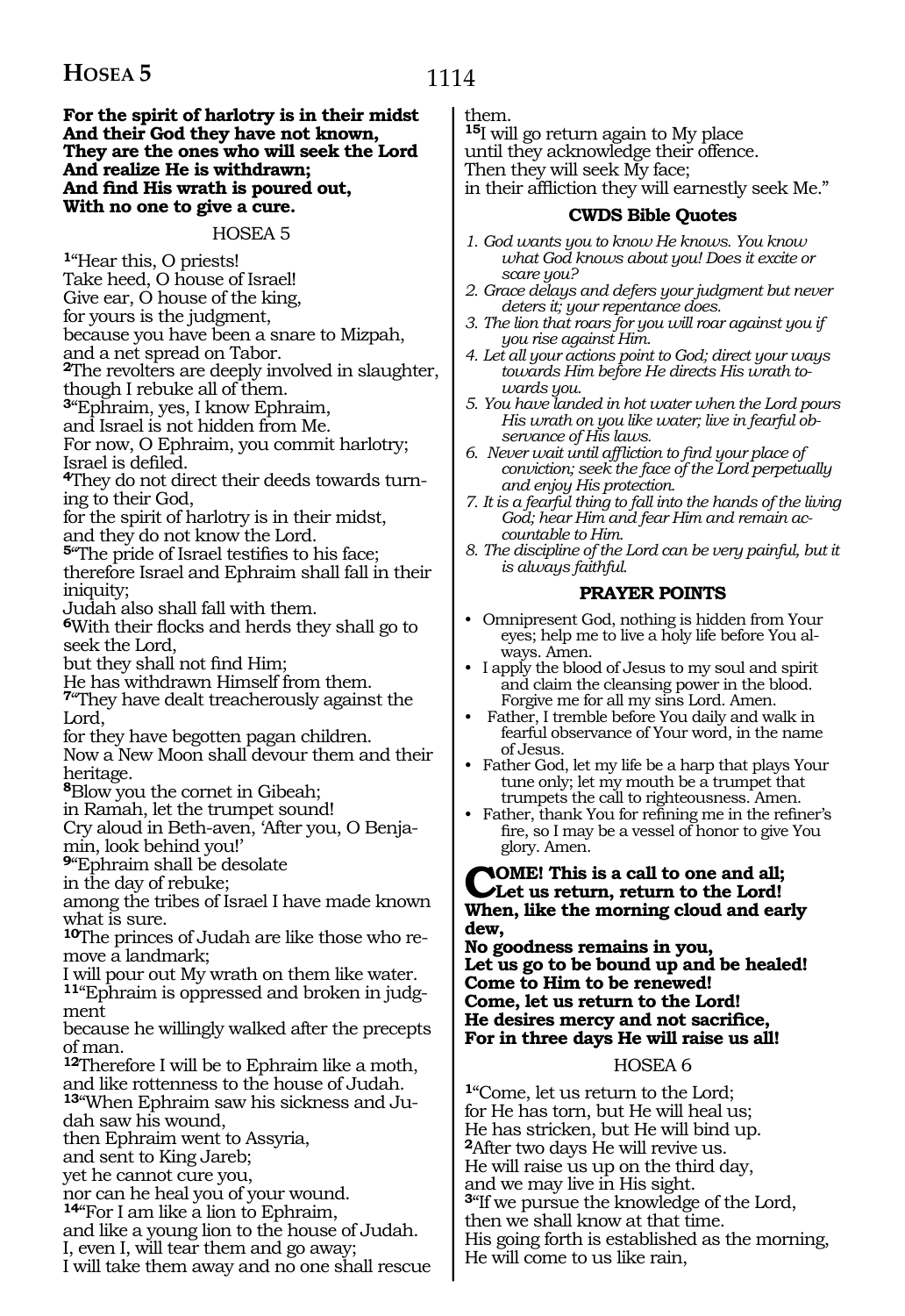**For the spirit of harlotry is in their midst**
**And their God they have not known,**
**They are the ones who will seek the Lord**
**And realize He is withdrawn;**
**And find His wrath is poured out,**
**With no one to give a cure.**

## HOSEA 5

[1]"Hear this, O priests!
Take heed, O house of Israel!
Give ear, O house of the king,
for yours is the judgment,
because you have been a snare to Mizpah,
and a net spread on Tabor.
[2]The revolters are deeply involved in slaughter,
though I rebuke all of them.
[3]"Ephraim, yes, I know Ephraim,
and Israel is not hidden from Me.
For now, O Ephraim, you commit harlotry;
Israel is defiled.
[4]They do not direct their deeds towards turning to their God,
for the spirit of harlotry is in their midst,
and they do not know the Lord.
[5]"The pride of Israel testifies to his face;
therefore Israel and Ephraim shall fall in their iniquity;
Judah also shall fall with them.
[6]With their flocks and herds they shall go to seek the Lord,
but they shall not find Him;
He has withdrawn Himself from them.
[7]"They have dealt treacherously against the Lord,
for they have begotten pagan children.
Now a New Moon shall devour them and their heritage.
[8]Blow you the cornet in Gibeah;
in Ramah, let the trumpet sound!
Cry aloud in Beth-aven, 'After you, O Benjamin, look behind you!'
[9]"Ephraim shall be desolate
in the day of rebuke;
among the tribes of Israel I have made known what is sure.
[10]The princes of Judah are like those who remove a landmark;
I will pour out My wrath on them like water.
[11]"Ephraim is oppressed and broken in judgment
because he willingly walked after the precepts of man.
[12]Therefore I will be to Ephraim like a moth,
and like rottenness to the house of Judah.
[13]"When Ephraim saw his sickness and Judah saw his wound,
then Ephraim went to Assyria,
and sent to King Jareb;
yet he cannot cure you,
nor can he heal you of your wound.
[14]"For I am like a lion to Ephraim,
and like a young lion to the house of Judah.
I, even I, will tear them and go away;
I will take them away and no one shall rescue them.
[15]I will go return again to My place
until they acknowledge their offence.
Then they will seek My face;
in their affliction they will earnestly seek Me."

### CWDS Bible Quotes

1. *God wants you to know He knows. You know what God knows about you! Does it excite or scare you?*
2. *Grace delays and defers your judgment but never deters it; your repentance does.*
3. *The lion that roars for you will roar against you if you rise against Him.*
4. *Let all your actions point to God; direct your ways towards Him before He directs His wrath towards you.*
5. *You have landed in hot water when the Lord pours His wrath on you like water; live in fearful observance of His laws.*
6. *Never wait until affliction to find your place of conviction; seek the face of the Lord perpetually and enjoy His protection.*
7. *It is a fearful thing to fall into the hands of the living God; hear Him and fear Him and remain accountable to Him.*
8. *The discipline of the Lord can be very painful, but it is always faithful.*

### PRAYER POINTS

- Omnipresent God, nothing is hidden from Your eyes; help me to live a holy life before You always. Amen.
- I apply the blood of Jesus to my soul and spirit and claim the cleansing power in the blood. Forgive me for all my sins Lord. Amen.
- Father, I tremble before You daily and walk in fearful observance of Your word, in the name of Jesus.
- Father God, let my life be a harp that plays Your tune only; let my mouth be a trumpet that trumpets the call to righteousness. Amen.
- Father, thank You for refining me in the refiner's fire, so I may be a vessel of honor to give You glory. Amen.

**COME! This is a call to one and all;**
**Let us return, return to the Lord!**
**When, like the morning cloud and early dew,**
**No goodness remains in you,**
**Let us go to be bound up and be healed!**
**Come to Him to be renewed!**
**Come, let us return to the Lord!**
**He desires mercy and not sacrifice,**
**For in three days He will raise us all!**

## HOSEA 6

[1]"Come, let us return to the Lord;
for He has torn, but He will heal us;
He has stricken, but He will bind up.
[2]After two days He will revive us.
He will raise us up on the third day,
and we may live in His sight.
[3]"If we pursue the knowledge of the Lord,
then we shall know at that time.
His going forth is established as the morning,
He will come to us like rain,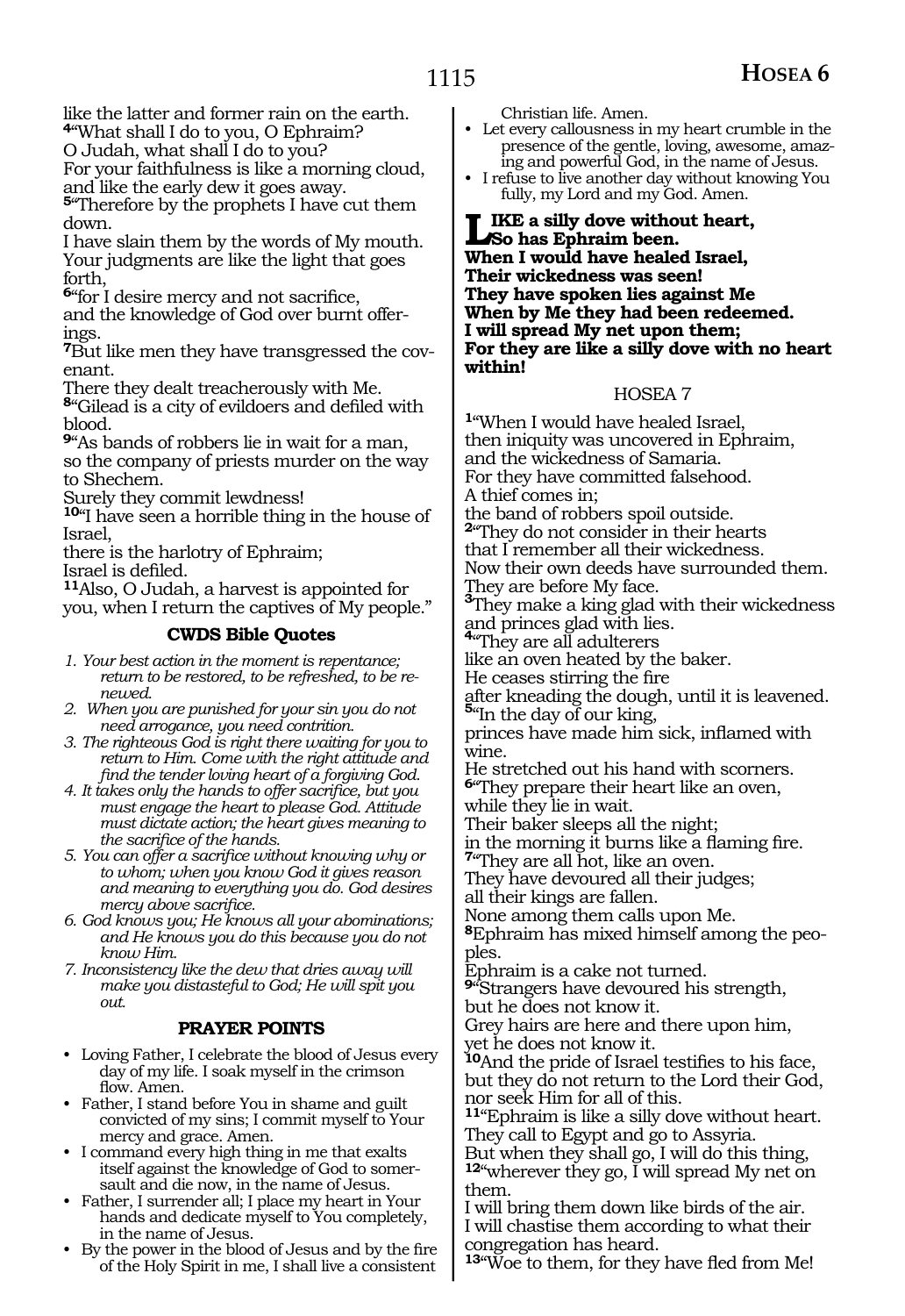like the latter and former rain on the earth.
**4**"What shall I do to you, O Ephraim?
O Judah, what shall I do to you?
For your faithfulness is like a morning cloud,
and like the early dew it goes away.
**5**"Therefore by the prophets I have cut them down.
I have slain them by the words of My mouth.
Your judgments are like the light that goes forth,
**6**"for I desire mercy and not sacrifice,
and the knowledge of God over burnt offerings.
**7**But like men they have transgressed the covenant.
There they dealt treacherously with Me.
**8**"Gilead is a city of evildoers and defiled with blood.
**9**"As bands of robbers lie in wait for a man,
so the company of priests murder on the way to Shechem.
Surely they commit lewdness!
**10**"I have seen a horrible thing in the house of Israel,
there is the harlotry of Ephraim;
Israel is defiled.
**11**Also, O Judah, a harvest is appointed for you, when I return the captives of My people."

### CWDS Bible Quotes

1. *Your best action in the moment is repentance; return to be restored, to be refreshed, to be renewed.*
2. *When you are punished for your sin you do not need arrogance, you need contrition.*
3. *The righteous God is right there waiting for you to return to Him. Come with the right attitude and find the tender loving heart of a forgiving God.*
4. *It takes only the hands to offer sacrifice, but you must engage the heart to please God. Attitude must dictate action; the heart gives meaning to the sacrifice of the hands.*
5. *You can offer a sacrifice without knowing why or to whom; when you know God it gives reason and meaning to everything you do. God desires mercy above sacrifice.*
6. *God knows you; He knows all your abominations; and He knows you do this because you do not know Him.*
7. *Inconsistency like the dew that dries away will make you distasteful to God; He will spit you out.*

### PRAYER POINTS

- Loving Father, I celebrate the blood of Jesus every day of my life. I soak myself in the crimson flow. Amen.
- Father, I stand before You in shame and guilt convicted of my sins; I commit myself to Your mercy and grace. Amen.
- I command every high thing in me that exalts itself against the knowledge of God to somersault and die now, in the name of Jesus.
- Father, I surrender all; I place my heart in Your hands and dedicate myself to You completely, in the name of Jesus.
- By the power in the blood of Jesus and by the fire of the Holy Spirit in me, I shall live a consistent Christian life. Amen.
- Let every callousness in my heart crumble in the presence of the gentle, loving, awesome, amazing and powerful God, in the name of Jesus.
- I refuse to live another day without knowing You fully, my Lord and my God. Amen.

**LIKE a silly dove without heart,
So has Ephraim been.
When I would have healed Israel,
Their wickedness was seen!
They have spoken lies against Me
When by Me they had been redeemed.
I will spread My net upon them;
For they are like a silly dove with no heart within!**

## HOSEA 7

**1**"When I would have healed Israel,
then iniquity was uncovered in Ephraim,
and the wickedness of Samaria.
For they have committed falsehood.
A thief comes in;
the band of robbers spoil outside.
**2**"They do not consider in their hearts
that I remember all their wickedness.
Now their own deeds have surrounded them.
They are before My face.
**3**They make a king glad with their wickedness
and princes glad with lies.
**4**"They are all adulterers
like an oven heated by the baker.
He ceases stirring the fire
after kneading the dough, until it is leavened.
**5**"In the day of our king,
princes have made him sick, inflamed with wine.
He stretched out his hand with scorners.
**6**"They prepare their heart like an oven,
while they lie in wait.
Their baker sleeps all the night;
in the morning it burns like a flaming fire.
**7**"They are all hot, like an oven.
They have devoured all their judges;
all their kings are fallen.
None among them calls upon Me.
**8**Ephraim has mixed himself among the peoples.
Ephraim is a cake not turned.
**9**"Strangers have devoured his strength,
but he does not know it.
Grey hairs are here and there upon him,
yet he does not know it.
**10**And the pride of Israel testifies to his face,
but they do not return to the Lord their God,
nor seek Him for all of this.
**11**"Ephraim is like a silly dove without heart.
They call to Egypt and go to Assyria.
But when they shall go, I will do this thing,
**12**"wherever they go, I will spread My net on them.
I will bring them down like birds of the air.
I will chastise them according to what their congregation has heard.
**13**"Woe to them, for they have fled from Me!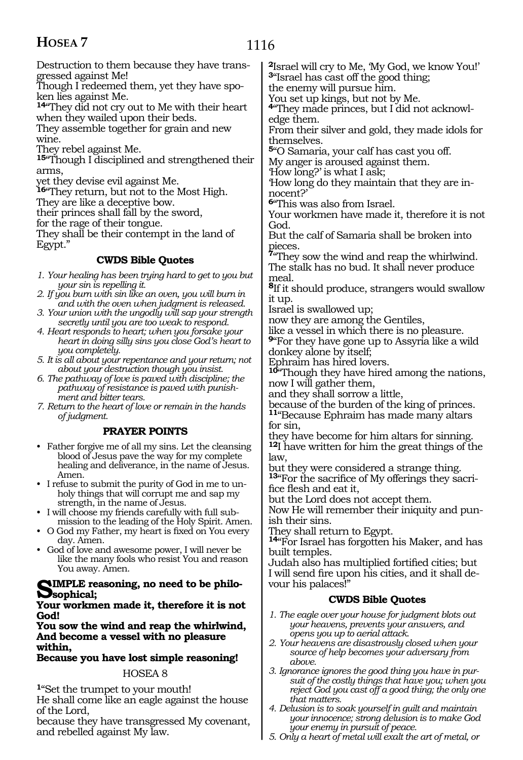Destruction to them because they have transgressed against Me!
Though I redeemed them, yet they have spoken lies against Me.
**14**"They did not cry out to Me with their heart when they wailed upon their beds.
They assemble together for grain and new wine.
They rebel against Me.
**15**"Though I disciplined and strengthened their arms,
yet they devise evil against Me.
**16**"They return, but not to the Most High.
They are like a deceptive bow.
their princes shall fall by the sword,
for the rage of their tongue.
They shall be their contempt in the land of Egypt."

### CWDS Bible Quotes

1. *Your healing has been trying hard to get to you but your sin is repelling it.*
2. *If you burn with sin like an oven, you will burn in and with the oven when judgment is released.*
3. *Your union with the ungodly will sap your strength secretly until you are too weak to respond.*
4. *Heart responds to heart; when you forsake your heart in doing silly sins you close God's heart to you completely.*
5. *It is all about your repentance and your return; not about your destruction though you insist.*
6. *The pathway of love is paved with discipline; the pathway of resistance is paved with punishment and bitter tears.*
7. *Return to the heart of love or remain in the hands of judgment.*

### PRAYER POINTS

- Father forgive me of all my sins. Let the cleansing blood of Jesus pave the way for my complete healing and deliverance, in the name of Jesus. Amen.
- I refuse to submit the purity of God in me to unholy things that will corrupt me and sap my strength, in the name of Jesus.
- I will choose my friends carefully with full submission to the leading of the Holy Spirit. Amen.
- O God my Father, my heart is fixed on You every day. Amen.
- God of love and awesome power, I will never be like the many fools who resist You and reason You away. Amen.

**SIMPLE reasoning, no need to be philosophical;**
**Your workmen made it, therefore it is not God!**
**You sow the wind and reap the whirlwind,**
**And become a vessel with no pleasure within,**
**Because you have lost simple reasoning!**

## HOSEA 8

**1**"Set the trumpet to your mouth!
He shall come like an eagle against the house of the Lord,
because they have transgressed My covenant, and rebelled against My law.
**2**Israel will cry to Me, 'My God, we know You!'
**3**"Israel has cast off the good thing;
the enemy will pursue him.
You set up kings, but not by Me.
**4**"They made princes, but I did not acknowledge them.
From their silver and gold, they made idols for themselves.
**5**"O Samaria, your calf has cast you off.
My anger is aroused against them.
'How long?' is what I ask;
'How long do they maintain that they are innocent?'
**6**"This was also from Israel.
Your workmen have made it, therefore it is not God.
But the calf of Samaria shall be broken into pieces.
**7**"They sow the wind and reap the whirlwind.
The stalk has no bud. It shall never produce meal.
**8**If it should produce, strangers would swallow it up.
Israel is swallowed up;
now they are among the Gentiles,
like a vessel in which there is no pleasure.
**9**"For they have gone up to Assyria like a wild donkey alone by itself;
Ephraim has hired lovers.
**10**"Though they have hired among the nations, now I will gather them,
and they shall sorrow a little,
because of the burden of the king of princes.
**11**"Because Ephraim has made many altars for sin,
they have become for him altars for sinning.
**12**I have written for him the great things of the law,
but they were considered a strange thing.
**13**"For the sacrifice of My offerings they sacrifice flesh and eat it,
but the Lord does not accept them.
Now He will remember their iniquity and punish their sins.
They shall return to Egypt.
**14**"For Israel has forgotten his Maker, and has built temples.
Judah also has multiplied fortified cities; but I will send fire upon his cities, and it shall devour his palaces!"

### CWDS Bible Quotes

1. *The eagle over your house for judgment blots out your heavens, prevents your answers, and opens you up to aerial attack.*
2. *Your heavens are disastrously closed when your source of help becomes your adversary from above.*
3. *Ignorance ignores the good thing you have in pursuit of the costly things that have you; when you reject God you cast off a good thing; the only one that matters.*
4. *Delusion is to soak yourself in guilt and maintain your innocence; strong delusion is to make God your enemy in pursuit of peace.*
5. *Only a heart of metal will exalt the art of metal, or*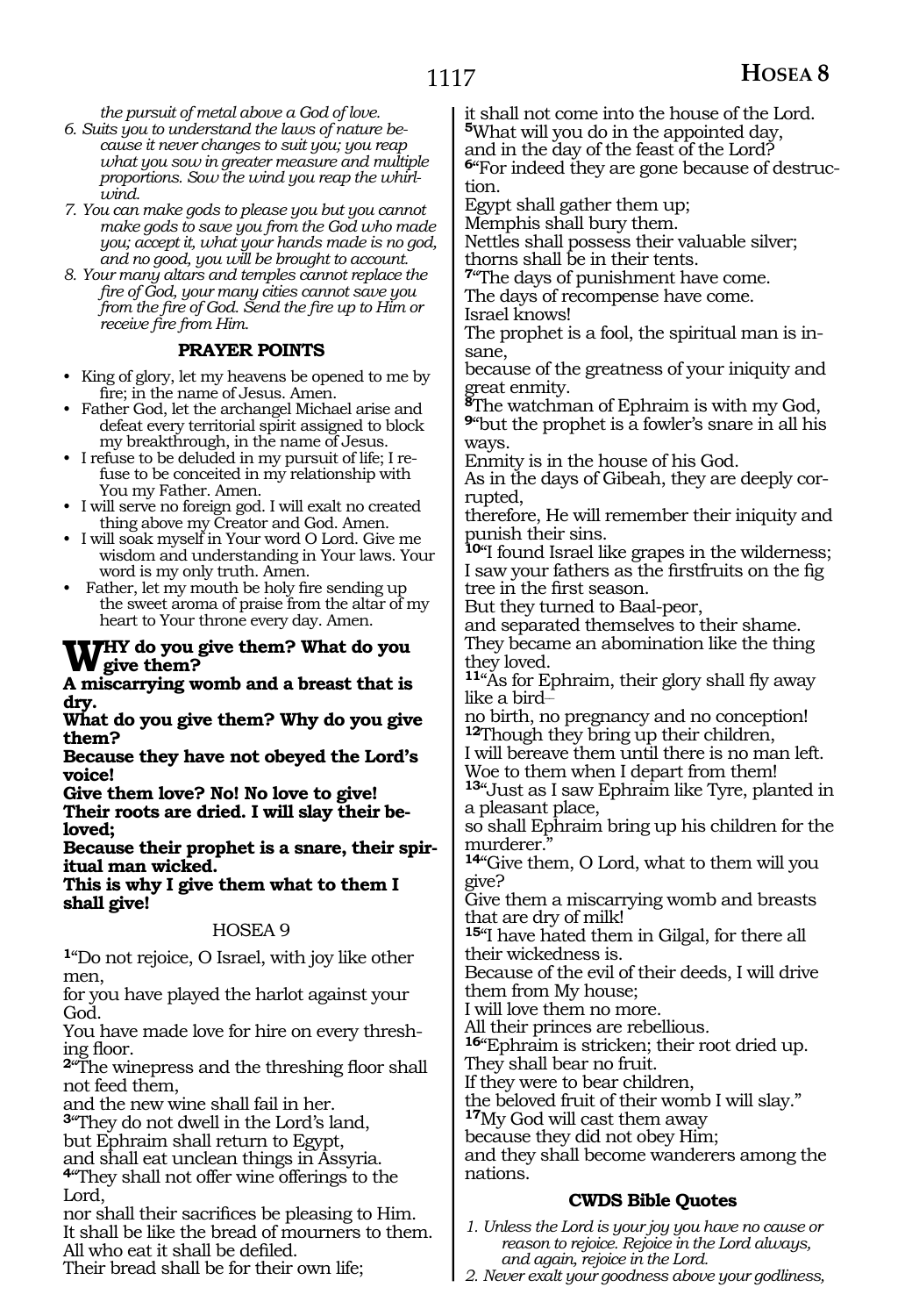*the pursuit of metal above a God of love.*

6. *Suits you to understand the laws of nature because it never changes to suit you; you reap what you sow in greater measure and multiple proportions. Sow the wind you reap the whirlwind.*
7. *You can make gods to please you but you cannot make gods to save you from the God who made you; accept it, what your hands made is no god, and no good, you will be brought to account.*
8. *Your many altars and temples cannot replace the fire of God, your many cities cannot save you from the fire of God. Send the fire up to Him or receive fire from Him.*

### PRAYER POINTS

- King of glory, let my heavens be opened to me by fire; in the name of Jesus. Amen.
- Father God, let the archangel Michael arise and defeat every territorial spirit assigned to block my breakthrough, in the name of Jesus.
- I refuse to be deluded in my pursuit of life; I refuse to be conceited in my relationship with You my Father. Amen.
- I will serve no foreign god. I will exalt no created thing above my Creator and God. Amen.
- I will soak myself in Your word O Lord. Give me wisdom and understanding in Your laws. Your word is my only truth. Amen.
- Father, let my mouth be holy fire sending up the sweet aroma of praise from the altar of my heart to Your throne every day. Amen.

**WHY do you give them? What do you give them?**
**A miscarrying womb and a breast that is dry.**
**What do you give them? Why do you give them?**
**Because they have not obeyed the Lord's voice!**
**Give them love? No! No love to give!**
**Their roots are dried. I will slay their beloved;**
**Because their prophet is a snare, their spiritual man wicked.**
**This is why I give them what to them I shall give!**

## HOSEA 9

1"Do not rejoice, O Israel, with joy like other men,
for you have played the harlot against your God.
You have made love for hire on every threshing floor.
2"The winepress and the threshing floor shall not feed them,
and the new wine shall fail in her.
3"They do not dwell in the Lord's land,
but Ephraim shall return to Egypt,
and shall eat unclean things in Assyria.
4"They shall not offer wine offerings to the Lord,
nor shall their sacrifices be pleasing to Him.
It shall be like the bread of mourners to them.
All who eat it shall be defiled.
Their bread shall be for their own life;
it shall not come into the house of the Lord.
5What will you do in the appointed day,
and in the day of the feast of the Lord?
6"For indeed they are gone because of destruction.
Egypt shall gather them up;
Memphis shall bury them.
Nettles shall possess their valuable silver;
thorns shall be in their tents.
7"The days of punishment have come.
The days of recompense have come.
Israel knows!
The prophet is a fool, the spiritual man is insane,
because of the greatness of your iniquity and great enmity.
8The watchman of Ephraim is with my God,
9"but the prophet is a fowler's snare in all his ways.
Enmity is in the house of his God.
As in the days of Gibeah, they are deeply corrupted,
therefore, He will remember their iniquity and punish their sins.
10"I found Israel like grapes in the wilderness;
I saw your fathers as the firstfruits on the fig tree in the first season.
But they turned to Baal-peor,
and separated themselves to their shame.
They became an abomination like the thing they loved.
11"As for Ephraim, their glory shall fly away like a bird–
no birth, no pregnancy and no conception!
12Though they bring up their children,
I will bereave them until there is no man left.
Woe to them when I depart from them!
13"Just as I saw Ephraim like Tyre, planted in a pleasant place,
so shall Ephraim bring up his children for the murderer."
14"Give them, O Lord, what to them will you give?
Give them a miscarrying womb and breasts that are dry of milk!
15"I have hated them in Gilgal, for there all their wickedness is.
Because of the evil of their deeds, I will drive them from My house;
I will love them no more.
All their princes are rebellious.
16"Ephraim is stricken; their root dried up.
They shall bear no fruit.
If they were to bear children,
the beloved fruit of their womb I will slay."
17My God will cast them away
because they did not obey Him;
and they shall become wanderers among the nations.

### CWDS Bible Quotes

1. *Unless the Lord is your joy you have no cause or reason to rejoice. Rejoice in the Lord always, and again, rejoice in the Lord.*
2. *Never exalt your goodness above your godliness,*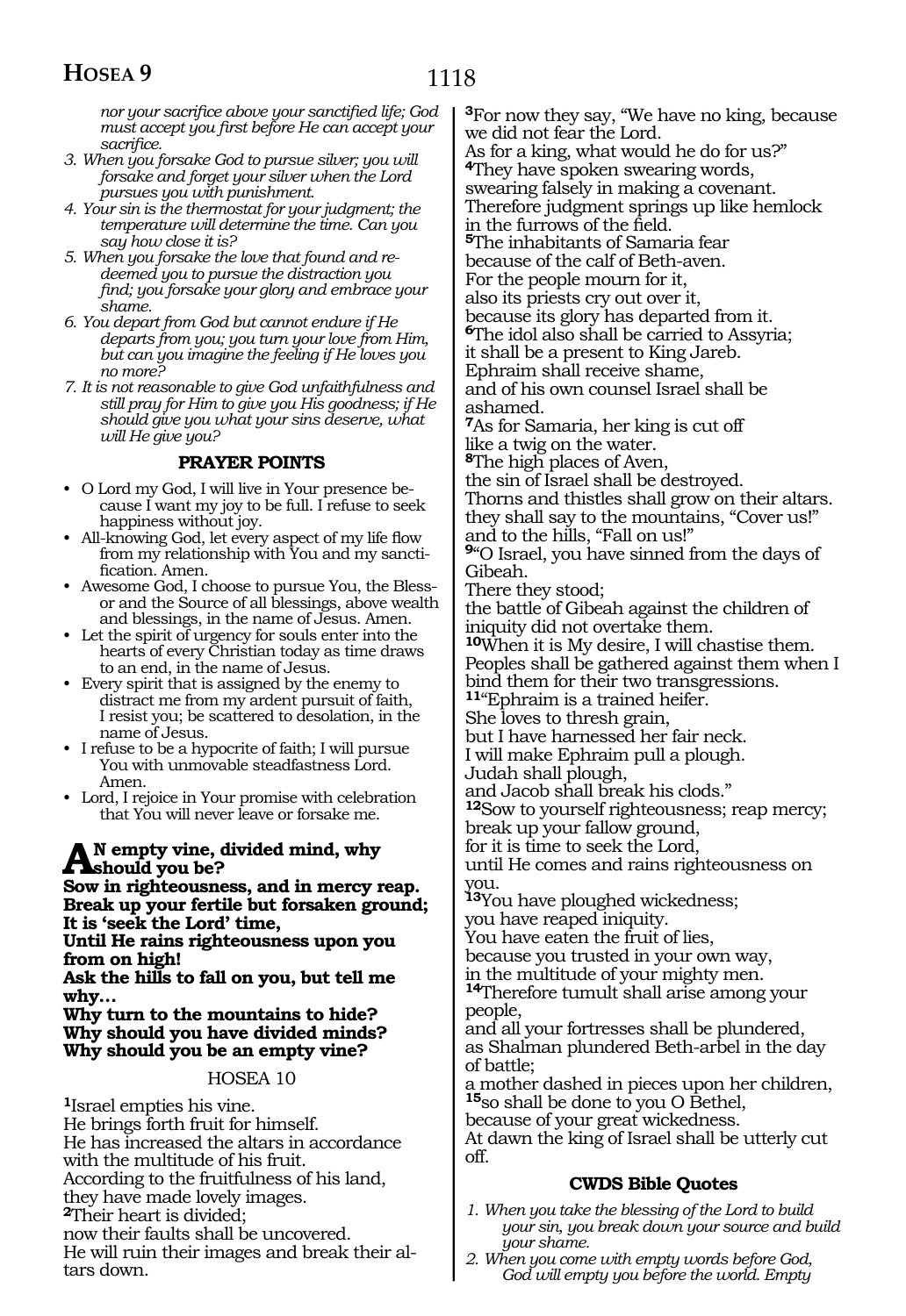*nor your sacrifice above your sanctified life; God must accept you first before He can accept your sacrifice.*

3. *When you forsake God to pursue silver; you will forsake and forget your silver when the Lord pursues you with punishment.*
4. *Your sin is the thermostat for your judgment; the temperature will determine the time. Can you say how close it is?*
5. *When you forsake the love that found and redeemed you to pursue the distraction you find; you forsake your glory and embrace your shame.*
6. *You depart from God but cannot endure if He departs from you; you turn your love from Him, but can you imagine the feeling if He loves you no more?*
7. *It is not reasonable to give God unfaithfulness and still pray for Him to give you His goodness; if He should give you what your sins deserve, what will He give you?*

### PRAYER POINTS

- O Lord my God, I will live in Your presence because I want my joy to be full. I refuse to seek happiness without joy.
- All-knowing God, let every aspect of my life flow from my relationship with You and my sanctification. Amen.
- Awesome God, I choose to pursue You, the Blessor and the Source of all blessings, above wealth and blessings, in the name of Jesus. Amen.
- Let the spirit of urgency for souls enter into the hearts of every Christian today as time draws to an end, in the name of Jesus.
- Every spirit that is assigned by the enemy to distract me from my ardent pursuit of faith, I resist you; be scattered to desolation, in the name of Jesus.
- I refuse to be a hypocrite of faith; I will pursue You with unmovable steadfastness Lord. Amen.
- Lord, I rejoice in Your promise with celebration that You will never leave or forsake me.

**AN empty vine, divided mind, why should you be?**
**Sow in righteousness, and in mercy reap.**
**Break up your fertile but forsaken ground;**
**It is 'seek the Lord' time,**
**Until He rains righteousness upon you from on high!**
**Ask the hills to fall on you, but tell me why…**
**Why turn to the mountains to hide?**
**Why should you have divided minds?**
**Why should you be an empty vine?**

## HOSEA 10

[1]Israel empties his vine.
He brings forth fruit for himself.
He has increased the altars in accordance with the multitude of his fruit.
According to the fruitfulness of his land,
they have made lovely images.
[2]Their heart is divided;
now their faults shall be uncovered.
He will ruin their images and break their altars down.
[3]For now they say, "We have no king, because we did not fear the Lord.
As for a king, what would he do for us?"
[4]They have spoken swearing words,
swearing falsely in making a covenant.
Therefore judgment springs up like hemlock in the furrows of the field.
[5]The inhabitants of Samaria fear
because of the calf of Beth-aven.
For the people mourn for it,
also its priests cry out over it,
because its glory has departed from it.
[6]The idol also shall be carried to Assyria;
it shall be a present to King Jareb.
Ephraim shall receive shame,
and of his own counsel Israel shall be ashamed.
[7]As for Samaria, her king is cut off
like a twig on the water.
[8]The high places of Aven,
the sin of Israel shall be destroyed.
Thorns and thistles shall grow on their altars.
they shall say to the mountains, "Cover us!"
and to the hills, "Fall on us!"
[9]"O Israel, you have sinned from the days of Gibeah.
There they stood;
the battle of Gibeah against the children of iniquity did not overtake them.
[10]When it is My desire, I will chastise them.
Peoples shall be gathered against them when I bind them for their two transgressions.
[11]"Ephraim is a trained heifer.
She loves to thresh grain,
but I have harnessed her fair neck.
I will make Ephraim pull a plough.
Judah shall plough,
and Jacob shall break his clods."
[12]Sow to yourself righteousness; reap mercy;
break up your fallow ground,
for it is time to seek the Lord,
until He comes and rains righteousness on you.
[13]You have ploughed wickedness;
you have reaped iniquity.
You have eaten the fruit of lies,
because you trusted in your own way,
in the multitude of your mighty men.
[14]Therefore tumult shall arise among your people,
and all your fortresses shall be plundered,
as Shalman plundered Beth-arbel in the day of battle;
a mother dashed in pieces upon her children,
[15]so shall be done to you O Bethel,
because of your great wickedness.
At dawn the king of Israel shall be utterly cut off.

### CWDS Bible Quotes

1. *When you take the blessing of the Lord to build your sin, you break down your source and build your shame.*
2. *When you come with empty words before God, God will empty you before the world. Empty*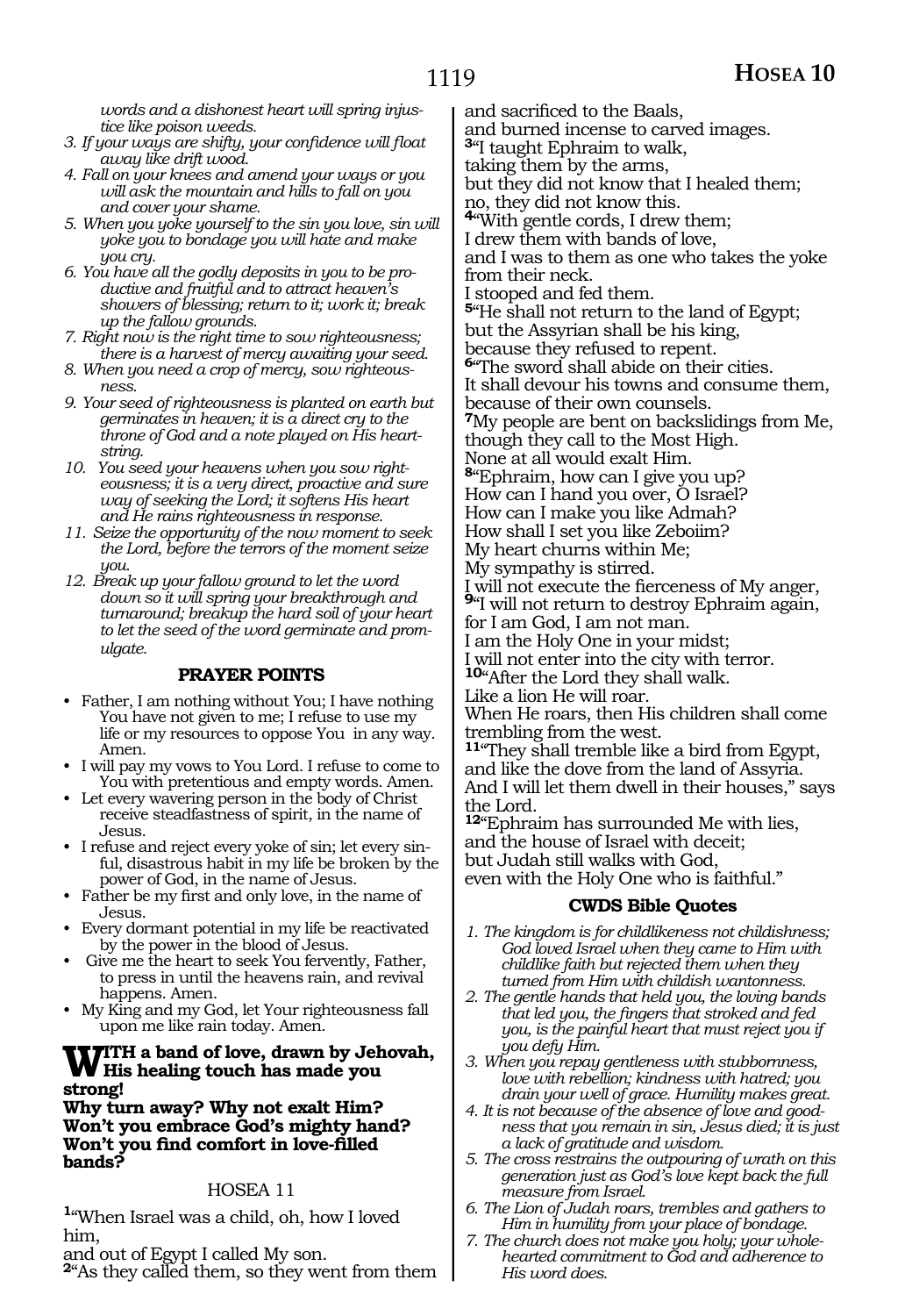*words and a dishonest heart will spring injustice like poison weeds.*

3. *If your ways are shifty, your confidence will float away like drift wood.*
4. *Fall on your knees and amend your ways or you will ask the mountain and hills to fall on you and cover your shame.*
5. *When you yoke yourself to the sin you love, sin will yoke you to bondage you will hate and make you cry.*
6. *You have all the godly deposits in you to be productive and fruitful and to attract heaven's showers of blessing; return to it; work it; break up the fallow grounds.*
7. *Right now is the right time to sow righteousness; there is a harvest of mercy awaiting your seed.*
8. *When you need a crop of mercy, sow righteousness.*
9. *Your seed of righteousness is planted on earth but germinates in heaven; it is a direct cry to the throne of God and a note played on His heartstring.*
10. *You seed your heavens when you sow righteousness; it is a very direct, proactive and sure way of seeking the Lord; it softens His heart and He rains righteousness in response.*
11. *Seize the opportunity of the now moment to seek the Lord, before the terrors of the moment seize you.*
12. *Break up your fallow ground to let the word down so it will spring your breakthrough and turnaround; breakup the hard soil of your heart to let the seed of the word germinate and promulgate.*

### PRAYER POINTS

- Father, I am nothing without You; I have nothing You have not given to me; I refuse to use my life or my resources to oppose You in any way. Amen.
- I will pay my vows to You Lord. I refuse to come to You with pretentious and empty words. Amen.
- Let every wavering person in the body of Christ receive steadfastness of spirit, in the name of Jesus.
- I refuse and reject every yoke of sin; let every sinful, disastrous habit in my life be broken by the power of God, in the name of Jesus.
- Father be my first and only love, in the name of Jesus.
- Every dormant potential in my life be reactivated by the power in the blood of Jesus.
- Give me the heart to seek You fervently, Father, to press in until the heavens rain, and revival happens. Amen.
- My King and my God, let Your righteousness fall upon me like rain today. Amen.

**WITH a band of love, drawn by Jehovah, His healing touch has made you strong!**
**Why turn away? Why not exalt Him?**
**Won't you embrace God's mighty hand?**
**Won't you find comfort in love-filled bands?**

## HOSEA 11

[1]"When Israel was a child, oh, how I loved him,
and out of Egypt I called My son.
[2]"As they called them, so they went from them
and sacrificed to the Baals,
and burned incense to carved images.
[3]"I taught Ephraim to walk,
taking them by the arms,
but they did not know that I healed them;
no, they did not know this.
[4]"With gentle cords, I drew them;
I drew them with bands of love,
and I was to them as one who takes the yoke from their neck.
I stooped and fed them.
[5]"He shall not return to the land of Egypt;
but the Assyrian shall be his king,
because they refused to repent.
[6]"The sword shall abide on their cities.
It shall devour his towns and consume them,
because of their own counsels.
[7]My people are bent on backslidings from Me,
though they call to the Most High.
None at all would exalt Him.
[8]"Ephraim, how can I give you up?
How can I hand you over, O Israel?
How can I make you like Admah?
How shall I set you like Zeboiim?
My heart churns within Me;
My sympathy is stirred.
I will not execute the fierceness of My anger,
[9]"I will not return to destroy Ephraim again,
for I am God, I am not man.
I am the Holy One in your midst;
I will not enter into the city with terror.
[10]"After the Lord they shall walk.
Like a lion He will roar.
When He roars, then His children shall come trembling from the west.
[11]"They shall tremble like a bird from Egypt,
and like the dove from the land of Assyria.
And I will let them dwell in their houses," says the Lord.
[12]"Ephraim has surrounded Me with lies,
and the house of Israel with deceit;
but Judah still walks with God,
even with the Holy One who is faithful."

### CWDS Bible Quotes

1. *The kingdom is for childlikeness not childishness; God loved Israel when they came to Him with childlike faith but rejected them when they turned from Him with childish wantonness.*
2. *The gentle hands that held you, the loving bands that led you, the fingers that stroked and fed you, is the painful heart that must reject you if you defy Him.*
3. *When you repay gentleness with stubbornness, love with rebellion; kindness with hatred; you drain your well of grace. Humility makes great.*
4. *It is not because of the absence of love and goodness that you remain in sin, Jesus died; it is just a lack of gratitude and wisdom.*
5. *The cross restrains the outpouring of wrath on this generation just as God's love kept back the full measure from Israel.*
6. *The Lion of Judah roars, trembles and gathers to Him in humility from your place of bondage.*
7. *The church does not make you holy; your wholehearted commitment to God and adherence to His word does.*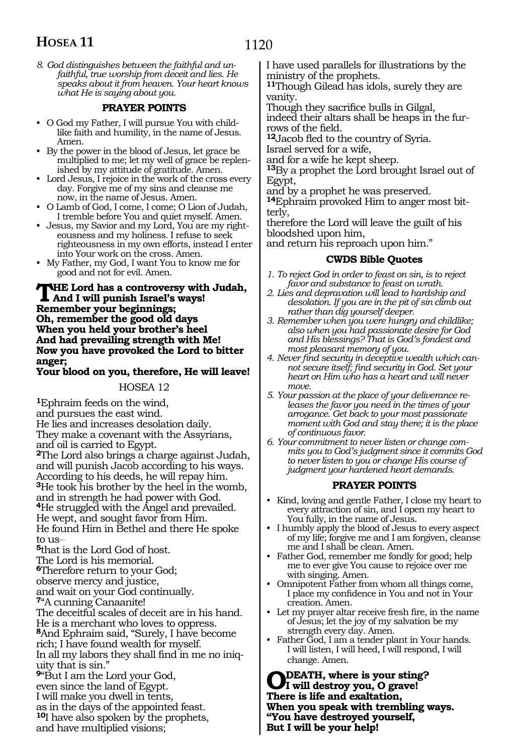*8. God distinguishes between the faithful and unfaithful, true worship from deceit and lies. He speaks about it from heaven. Your heart knows what He is saying about you.*

### PRAYER POINTS

- O God my Father, I will pursue You with childlike faith and humility, in the name of Jesus. Amen.
- By the power in the blood of Jesus, let grace be multiplied to me; let my well of grace be replenished by my attitude of gratitude. Amen.
- Lord Jesus, I rejoice in the work of the cross every day. Forgive me of my sins and cleanse me now, in the name of Jesus. Amen.
- O Lamb of God, I come, I come; O Lion of Judah, I tremble before You and quiet myself. Amen.
- Jesus, my Savior and my Lord, You are my righteousness and my holiness. I refuse to seek righteousness in my own efforts, instead I enter into Your work on the cross. Amen.
- My Father, my God, I want You to know me for good and not for evil. Amen.

**THE Lord has a controversy with Judah,**
**And I will punish Israel's ways!**
**Remember your beginnings;**
**Oh, remember the good old days**
**When you held your brother's heel**
**And had prevailing strength with Me!**
**Now you have provoked the Lord to bitter anger;**
**Your blood on you, therefore, He will leave!**

## HOSEA 12

**1**Ephraim feeds on the wind,
and pursues the east wind.
He lies and increases desolation daily.
They make a covenant with the Assyrians,
and oil is carried to Egypt.
**2**The Lord also brings a charge against Judah,
and will punish Jacob according to his ways.
According to his deeds, he will repay him.
**3**He took his brother by the heel in the womb,
and in strength he had power with God.
**4**He struggled with the Angel and prevailed.
He wept, and sought favor from Him.
He found Him in Bethel and there He spoke to us–
**5**that is the Lord God of host.
The Lord is his memorial.
**6**Therefore return to your God;
observe mercy and justice,
and wait on your God continually.
**7**"A cunning Canaanite!
The deceitful scales of deceit are in his hand.
He is a merchant who loves to oppress.
**8**And Ephraim said, "Surely, I have become rich; I have found wealth for myself.
In all my labors they shall find in me no iniquity that is sin."
**9**"But I am the Lord your God,
even since the land of Egypt.
I will make you dwell in tents,
as in the days of the appointed feast.
**10**I have also spoken by the prophets,
and have multiplied visions;
I have used parallels for illustrations by the ministry of the prophets.
**11**Though Gilead has idols, surely they are vanity.
Though they sacrifice bulls in Gilgal,
indeed their altars shall be heaps in the furrows of the field.
**12**Jacob fled to the country of Syria.
Israel served for a wife,
and for a wife he kept sheep.
**13**By a prophet the Lord brought Israel out of Egypt,
and by a prophet he was preserved.
**14**Ephraim provoked Him to anger most bitterly,
therefore the Lord will leave the guilt of his bloodshed upon him,
and return his reproach upon him."

### CWDS Bible Quotes

*1. To reject God in order to feast on sin, is to reject favor and substance to feast on wrath.*
*2. Lies and depravation will lead to hardship and desolation. If you are in the pit of sin climb out rather than dig yourself deeper.*
*3. Remember when you were hungry and childlike; also when you had passionate desire for God and His blessings? That is God's fondest and most pleasant memory of you.*
*4. Never find security in deceptive wealth which cannot secure itself; find security in God. Set your heart on Him who has a heart and will never move.*
*5. Your passion at the place of your deliverance releases the favor you need in the times of your arrogance. Get back to your most passionate moment with God and stay there; it is the place of continuous favor.*
*6. Your commitment to never listen or change commits you to God's judgment since it commits God to never listen to you or change His course of judgment your hardened heart demands.*

### PRAYER POINTS

- Kind, loving and gentle Father, I close my heart to every attraction of sin, and I open my heart to You fully, in the name of Jesus.
- I humbly apply the blood of Jesus to every aspect of my life; forgive me and I am forgiven, cleanse me and I shall be clean. Amen.
- Father God, remember me fondly for good; help me to ever give You cause to rejoice over me with singing. Amen.
- Omnipotent Father from whom all things come, I place my confidence in You and not in Your creation. Amen.
- Let my prayer altar receive fresh fire, in the name of Jesus; let the joy of my salvation be my strength every day. Amen.
- Father God, I am a tender plant in Your hands. I will listen, I will heed, I will respond, I will change. Amen.

**O DEATH, where is your sting?**
**I will destroy you, O grave!**
**There is life and exaltation,**
**When you speak with trembling ways.**
**"You have destroyed yourself,**
**But I will be your help!**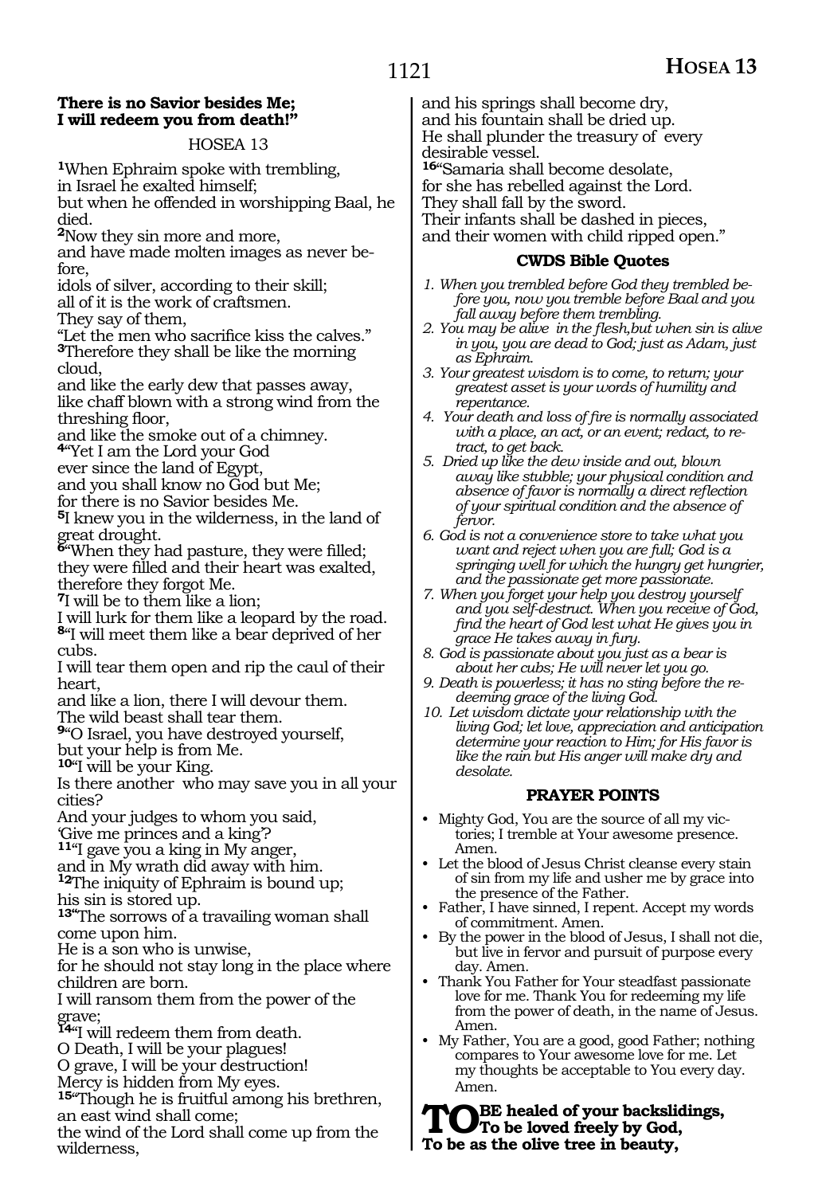**There is no Savior besides Me;**
**I will redeem you from death!"**

## HOSEA 13

[1]When Ephraim spoke with trembling,
in Israel he exalted himself;
but when he offended in worshipping Baal, he died.
[2]Now they sin more and more,
and have made molten images as never before,
idols of silver, according to their skill;
all of it is the work of craftsmen.
They say of them,
"Let the men who sacrifice kiss the calves."
[3]Therefore they shall be like the morning cloud,
and like the early dew that passes away,
like chaff blown with a strong wind from the threshing floor,
and like the smoke out of a chimney.
[4]"Yet I am the Lord your God
ever since the land of Egypt,
and you shall know no God but Me;
for there is no Savior besides Me.
[5]I knew you in the wilderness, in the land of great drought.
[6]"When they had pasture, they were filled;
they were filled and their heart was exalted,
therefore they forgot Me.
[7]I will be to them like a lion;
I will lurk for them like a leopard by the road.
[8]"I will meet them like a bear deprived of her cubs.
I will tear them open and rip the caul of their heart,
and like a lion, there I will devour them.
The wild beast shall tear them.
[9]"O Israel, you have destroyed yourself,
but your help is from Me.
[10]"I will be your King.
Is there another who may save you in all your cities?
And your judges to whom you said,
'Give me princes and a king'?
[11]"I gave you a king in My anger,
and in My wrath did away with him.
[12]The iniquity of Ephraim is bound up;
his sin is stored up.
[13]"The sorrows of a travailing woman shall come upon him.
He is a son who is unwise,
for he should not stay long in the place where children are born.
I will ransom them from the power of the grave;
[14]"I will redeem them from death.
O Death, I will be your plagues!
O grave, I will be your destruction!
Mercy is hidden from My eyes.
[15]"Though he is fruitful among his brethren,
an east wind shall come;
the wind of the Lord shall come up from the wilderness,
and his springs shall become dry,
and his fountain shall be dried up.
He shall plunder the treasury of every desirable vessel.
[16]"Samaria shall become desolate,
for she has rebelled against the Lord.
They shall fall by the sword.
Their infants shall be dashed in pieces,
and their women with child ripped open."

### CWDS Bible Quotes

1. *When you trembled before God they trembled before you, now you tremble before Baal and you fall away before them trembling.*
2. *You may be alive in the flesh,but when sin is alive in you, you are dead to God; just as Adam, just as Ephraim.*
3. *Your greatest wisdom is to come, to return; your greatest asset is your words of humility and repentance.*
4. *Your death and loss of fire is normally associated with a place, an act, or an event; redact, to retract, to get back.*
5. *Dried up like the dew inside and out, blown away like stubble; your physical condition and absence of favor is normally a direct reflection of your spiritual condition and the absence of fervor.*
6. *God is not a convenience store to take what you want and reject when you are full; God is a springing well for which the hungry get hungrier, and the passionate get more passionate.*
7. *When you forget your help you destroy yourself and you self-destruct. When you receive of God, find the heart of God lest what He gives you in grace He takes away in fury.*
8. *God is passionate about you just as a bear is about her cubs; He will never let you go.*
9. *Death is powerless; it has no sting before the redeeming grace of the living God.*
10. *Let wisdom dictate your relationship with the living God; let love, appreciation and anticipation determine your reaction to Him; for His favor is like the rain but His anger will make dry and desolate.*

### PRAYER POINTS

- Mighty God, You are the source of all my victories; I tremble at Your awesome presence. Amen.
- Let the blood of Jesus Christ cleanse every stain of sin from my life and usher me by grace into the presence of the Father.
- Father, I have sinned, I repent. Accept my words of commitment. Amen.
- By the power in the blood of Jesus, I shall not die, but live in fervor and pursuit of purpose every day. Amen.
- Thank You Father for Your steadfast passionate love for me. Thank You for redeeming my life from the power of death, in the name of Jesus. Amen.
- My Father, You are a good, good Father; nothing compares to Your awesome love for me. Let my thoughts be acceptable to You every day. Amen.

**TO BE healed of your backslidings,**
**To be loved freely by God,**
**To be as the olive tree in beauty,**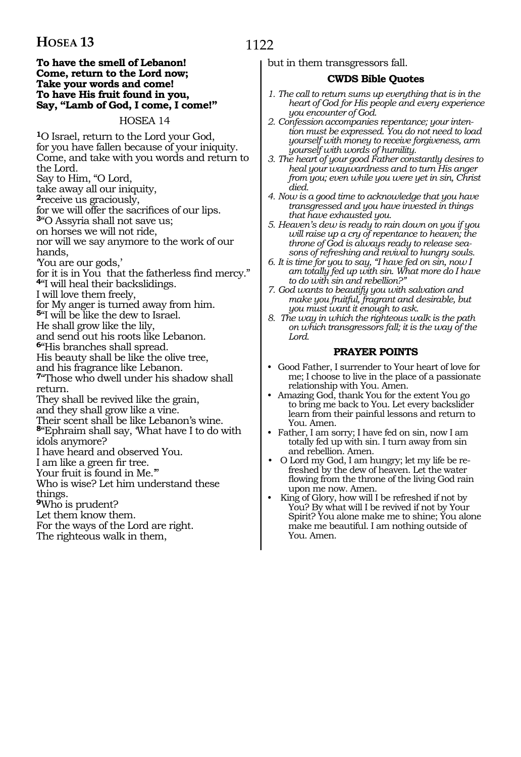**To have the smell of Lebanon!**
**Come, return to the Lord now;**
**Take your words and come!**
**To have His fruit found in you,**
**Say, "Lamb of God, I come, I come!"**

HOSEA 14

**1**O Israel, return to the Lord your God,
for you have fallen because of your iniquity.
Come, and take with you words and return to the Lord.
Say to Him, "O Lord,
take away all our iniquity,
**2**receive us graciously,
for we will offer the sacrifices of our lips.
**3**"O Assyria shall not save us;
on horses we will not ride,
nor will we say anymore to the work of our hands,
'You are our gods,'
for it is in You that the fatherless find mercy."
**4**"I will heal their backslidings.
I will love them freely,
for My anger is turned away from him.
**5**"I will be like the dew to Israel.
He shall grow like the lily,
and send out his roots like Lebanon.
**6**"His branches shall spread.
His beauty shall be like the olive tree,
and his fragrance like Lebanon.
**7**"Those who dwell under his shadow shall return.
They shall be revived like the grain,
and they shall grow like a vine.
Their scent shall be like Lebanon's wine.
**8**"Ephraim shall say, 'What have I to do with idols anymore?
I have heard and observed You.
I am like a green fir tree.
Your fruit is found in Me.'"
Who is wise? Let him understand these things.
**9**Who is prudent?
Let them know them.
For the ways of the Lord are right.
The righteous walk in them,
but in them transgressors fall.

### CWDS Bible Quotes

1. *The call to return sums up everything that is in the heart of God for His people and every experience you encounter of God.*
2. *Confession accompanies repentance; your intention must be expressed. You do not need to load yourself with money to receive forgiveness, arm yourself with words of humility.*
3. *The heart of your good Father constantly desires to heal your waywardness and to turn His anger from you; even while you were yet in sin, Christ died.*
4. *Now is a good time to acknowledge that you have transgressed and you have invested in things that have exhausted you.*
5. *Heaven's dew is ready to rain down on you if you will raise up a cry of repentance to heaven; the throne of God is always ready to release seasons of refreshing and revival to hungry souls.*
6. *It is time for you to say, "I have fed on sin, now I am totally fed up with sin. What more do I have to do with sin and rebellion?"*
7. *God wants to beautify you with salvation and make you fruitful, fragrant and desirable, but you must want it enough to ask.*
8. *The way in which the righteous walk is the path on which transgressors fall; it is the way of the Lord.*

### PRAYER POINTS

- Good Father, I surrender to Your heart of love for me; I choose to live in the place of a passionate relationship with You. Amen.
- Amazing God, thank You for the extent You go to bring me back to You. Let every backslider learn from their painful lessons and return to You. Amen.
- Father, I am sorry; I have fed on sin, now I am totally fed up with sin. I turn away from sin and rebellion. Amen.
- O Lord my God, I am hungry; let my life be refreshed by the dew of heaven. Let the water flowing from the throne of the living God rain upon me now. Amen.
- King of Glory, how will I be refreshed if not by You? By what will I be revived if not by Your Spirit? You alone make me to shine; You alone make me beautiful. I am nothing outside of You. Amen.